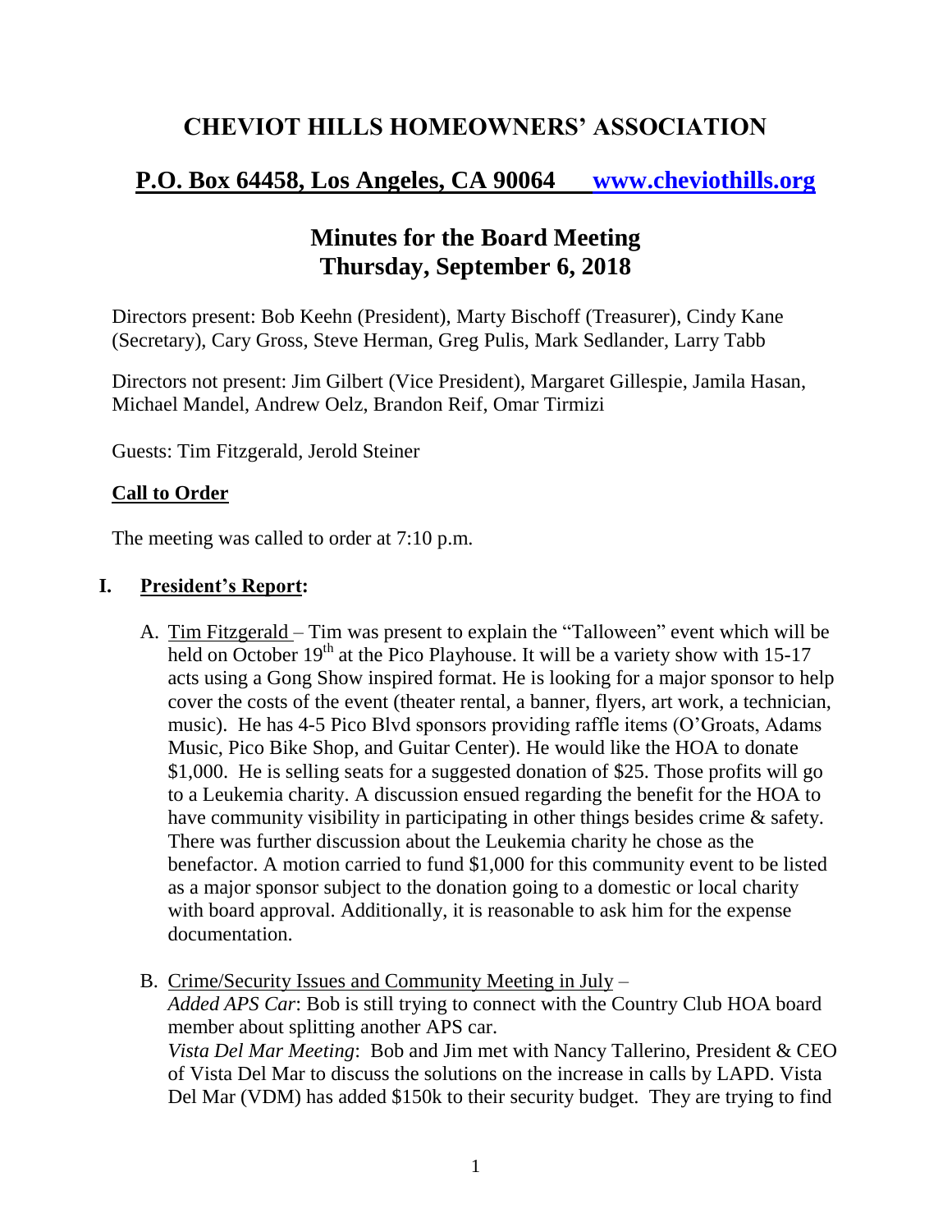# CHEVIOT HILLS HOMEOWNERS' ASSOCIATION

## P.O. Box 64458, Los Angeles, CA 90064 www.cheviothills.org

## Minutes for the Board Meeting
## Thursday, September 6, 2018

Directors present: Bob Keehn (President), Marty Bischoff (Treasurer), Cindy Kane (Secretary), Cary Gross, Steve Herman, Greg Pulis, Mark Sedlander, Larry Tabb

Directors not present: Jim Gilbert (Vice President), Margaret Gillespie, Jamila Hasan, Michael Mandel, Andrew Oelz, Brandon Reif, Omar Tirmizi

Guests: Tim Fitzgerald, Jerold Steiner

### Call to Order

The meeting was called to order at 7:10 p.m.

### I. President's Report:

A. Tim Fitzgerald – Tim was present to explain the "Talloween" event which will be held on October 19th at the Pico Playhouse. It will be a variety show with 15-17 acts using a Gong Show inspired format. He is looking for a major sponsor to help cover the costs of the event (theater rental, a banner, flyers, art work, a technician, music). He has 4-5 Pico Blvd sponsors providing raffle items (O'Groats, Adams Music, Pico Bike Shop, and Guitar Center). He would like the HOA to donate $1,000. He is selling seats for a suggested donation of $25. Those profits will go to a Leukemia charity. A discussion ensued regarding the benefit for the HOA to have community visibility in participating in other things besides crime & safety. There was further discussion about the Leukemia charity he chose as the benefactor. A motion carried to fund $1,000 for this community event to be listed as a major sponsor subject to the donation going to a domestic or local charity with board approval. Additionally, it is reasonable to ask him for the expense documentation.

B. Crime/Security Issues and Community Meeting in July –
*Added APS Car*: Bob is still trying to connect with the Country Club HOA board member about splitting another APS car.
*Vista Del Mar Meeting*: Bob and Jim met with Nancy Tallerino, President & CEO of Vista Del Mar to discuss the solutions on the increase in calls by LAPD. Vista Del Mar (VDM) has added $150k to their security budget. They are trying to find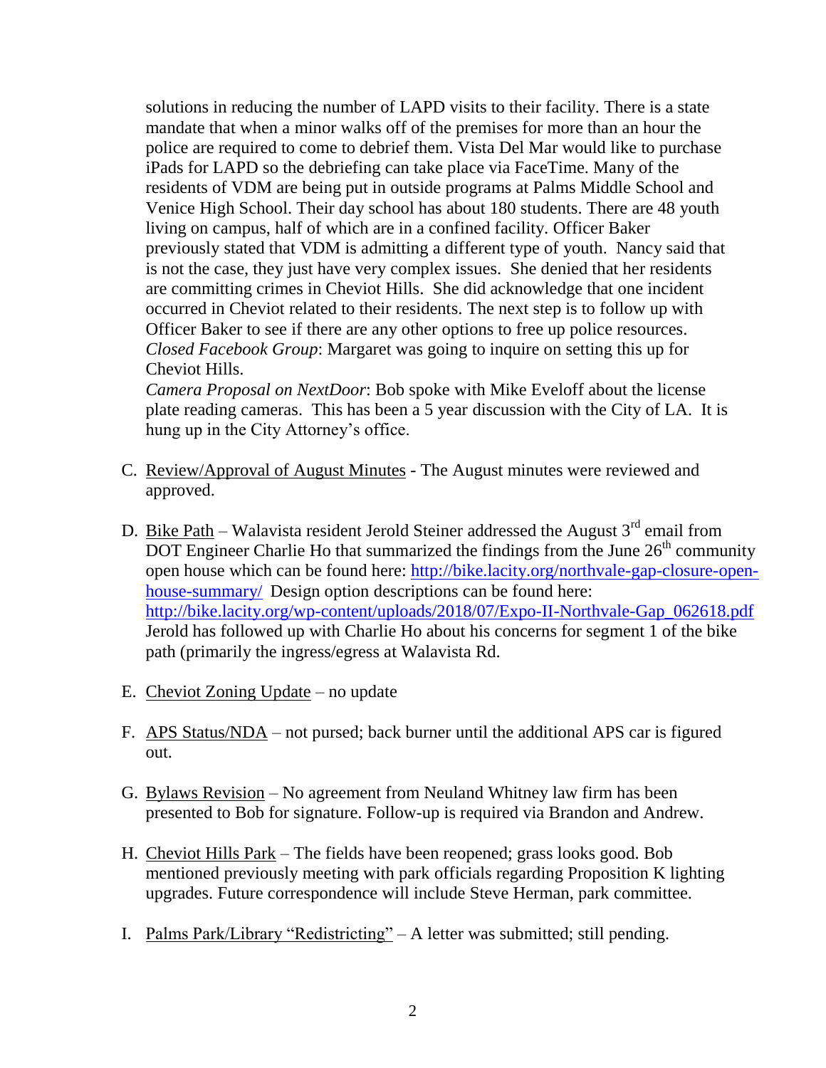solutions in reducing the number of LAPD visits to their facility. There is a state mandate that when a minor walks off of the premises for more than an hour the police are required to come to debrief them. Vista Del Mar would like to purchase iPads for LAPD so the debriefing can take place via FaceTime. Many of the residents of VDM are being put in outside programs at Palms Middle School and Venice High School. Their day school has about 180 students. There are 48 youth living on campus, half of which are in a confined facility. Officer Baker previously stated that VDM is admitting a different type of youth. Nancy said that is not the case, they just have very complex issues. She denied that her residents are committing crimes in Cheviot Hills. She did acknowledge that one incident occurred in Cheviot related to their residents. The next step is to follow up with Officer Baker to see if there are any other options to free up police resources.
*Closed Facebook Group*: Margaret was going to inquire on setting this up for Cheviot Hills.
*Camera Proposal on NextDoor*: Bob spoke with Mike Eveloff about the license plate reading cameras. This has been a 5 year discussion with the City of LA. It is hung up in the City Attorney's office.

C. Review/Approval of August Minutes - The August minutes were reviewed and approved.

D. Bike Path – Walavista resident Jerold Steiner addressed the August 3rd email from DOT Engineer Charlie Ho that summarized the findings from the June 26th community open house which can be found here: http://bike.lacity.org/northvale-gap-closure-open-house-summary/ Design option descriptions can be found here: http://bike.lacity.org/wp-content/uploads/2018/07/Expo-II-Northvale-Gap_062618.pdf Jerold has followed up with Charlie Ho about his concerns for segment 1 of the bike path (primarily the ingress/egress at Walavista Rd.

E. Cheviot Zoning Update – no update

F. APS Status/NDA – not pursed; back burner until the additional APS car is figured out.

G. Bylaws Revision – No agreement from Neuland Whitney law firm has been presented to Bob for signature. Follow-up is required via Brandon and Andrew.

H. Cheviot Hills Park – The fields have been reopened; grass looks good. Bob mentioned previously meeting with park officials regarding Proposition K lighting upgrades. Future correspondence will include Steve Herman, park committee.

I. Palms Park/Library "Redistricting" – A letter was submitted; still pending.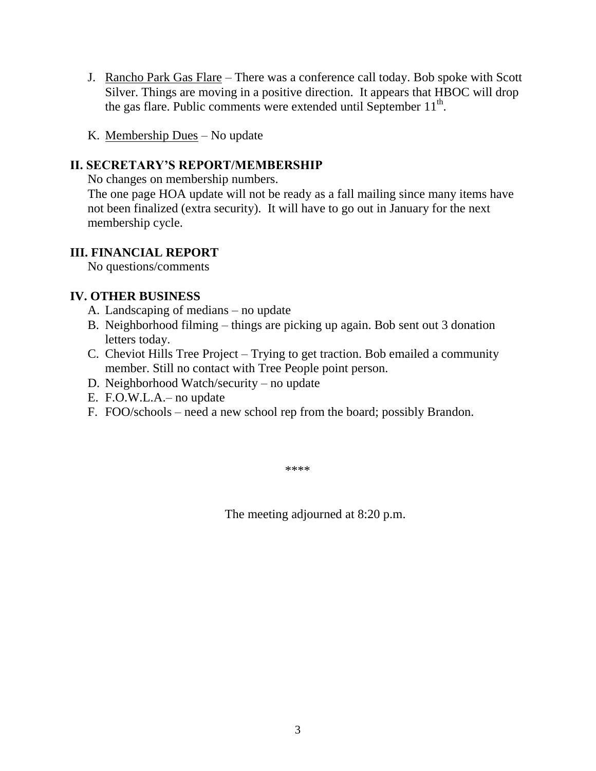J. <u>Rancho Park Gas Flare</u> – There was a conference call today. Bob spoke with Scott Silver. Things are moving in a positive direction. It appears that HBOC will drop the gas flare. Public comments were extended until September 11th.

K. <u>Membership Dues</u> – No update

## II. SECRETARY'S REPORT/MEMBERSHIP

No changes on membership numbers.

The one page HOA update will not be ready as a fall mailing since many items have not been finalized (extra security). It will have to go out in January for the next membership cycle.

## III. FINANCIAL REPORT

No questions/comments

## IV. OTHER BUSINESS

A. Landscaping of medians – no update
B. Neighborhood filming – things are picking up again. Bob sent out 3 donation letters today.
C. Cheviot Hills Tree Project – Trying to get traction. Bob emailed a community member. Still no contact with Tree People point person.
D. Neighborhood Watch/security – no update
E. F.O.W.L.A.– no update
F. FOO/schools – need a new school rep from the board; possibly Brandon.

****

The meeting adjourned at 8:20 p.m.